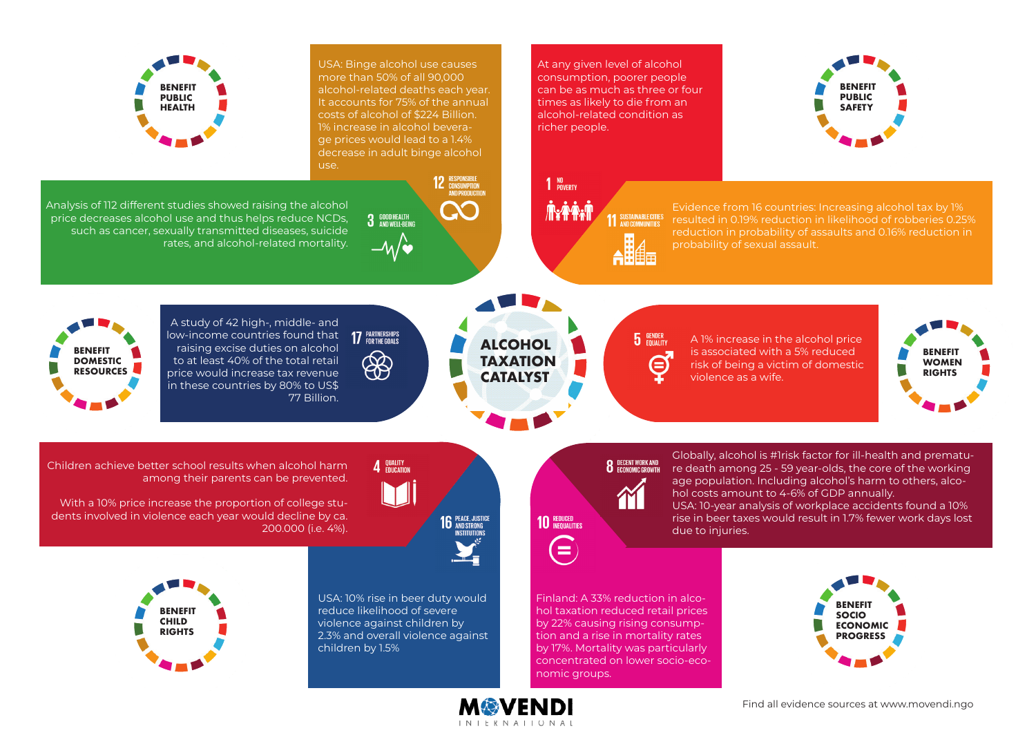# ALCOHOL TAXATION CATALYST

## BENEFIT PUBLIC HEALTH

**3 GOOD HEALTH AND WELL-BEING**

Analysis of 112 different studies showed raising the alcohol price decreases alcohol use and thus helps reduce NCDs, such as cancer, sexually transmitted diseases, suicide rates, and alcohol-related mortality.

**12 RESPONSIBLE CONSUMPTION AND PRODUCTION**

USA: Binge alcohol use causes more than 50% of all 90,000 alcohol-related deaths each year. It accounts for 75% of the annual costs of alcohol of $224 Billion. 1% increase in alcohol beverage prices would lead to a 1.4% decrease in adult binge alcohol use.

## BENEFIT PUBLIC SAFETY

**1 NO POVERTY**

At any given level of alcohol consumption, poorer people can be as much as three or four times as likely to die from an alcohol-related condition as richer people.

**11 SUSTAINABLE CITIES AND COMMUNITIES**

Evidence from 16 countries: Increasing alcohol tax by 1% resulted in 0.19% reduction in likelihood of robberies 0.25% reduction in probability of assaults and 0.16% reduction in probability of sexual assault.

## BENEFIT DOMESTIC RESOURCES

**17 PARTNERSHIPS FOR THE GOALS**

A study of 42 high-, middle- and low-income countries found that raising excise duties on alcohol to at least 40% of the total retail price would increase tax revenue in these countries by 80% to US$ 77 Billion.

## BENEFIT WOMEN RIGHTS

**5 GENDER EQUALITY**

A 1% increase in the alcohol price is associated with a 5% reduced risk of being a victim of domestic violence as a wife.

## BENEFIT CHILD RIGHTS

**4 QUALITY EDUCATION**

Children achieve better school results when alcohol harm among their parents can be prevented.

With a 10% price increase the proportion of college students involved in violence each year would decline by ca. 200.000 (i.e. 4%).

**16 PEACE, JUSTICE AND STRONG INSTITUTIONS**

USA: 10% rise in beer duty would reduce likelihood of severe violence against children by 2.3% and overall violence against children by 1.5%

## BENEFIT SOCIO ECONOMIC PROGRESS

**8 DECENT WORK AND ECONOMIC GROWTH**

Globally, alcohol is #1risk factor for ill-health and premature death among 25 - 59 year-olds, the core of the working age population. Including alcohol's harm to others, alcohol costs amount to 4-6% of GDP annually.
USA: 10-year analysis of workplace accidents found a 10% rise in beer taxes would result in 1.7% fewer work days lost due to injuries.

**10 REDUCED INEQUALITIES**

Finland: A 33% reduction in alcohol taxation reduced retail prices by 22% causing rising consumption and a rise in mortality rates by 17%. Mortality was particularly concentrated on lower socio-economic groups.

MOVENDI INTERNATIONAL

Find all evidence sources at www.movendi.ngo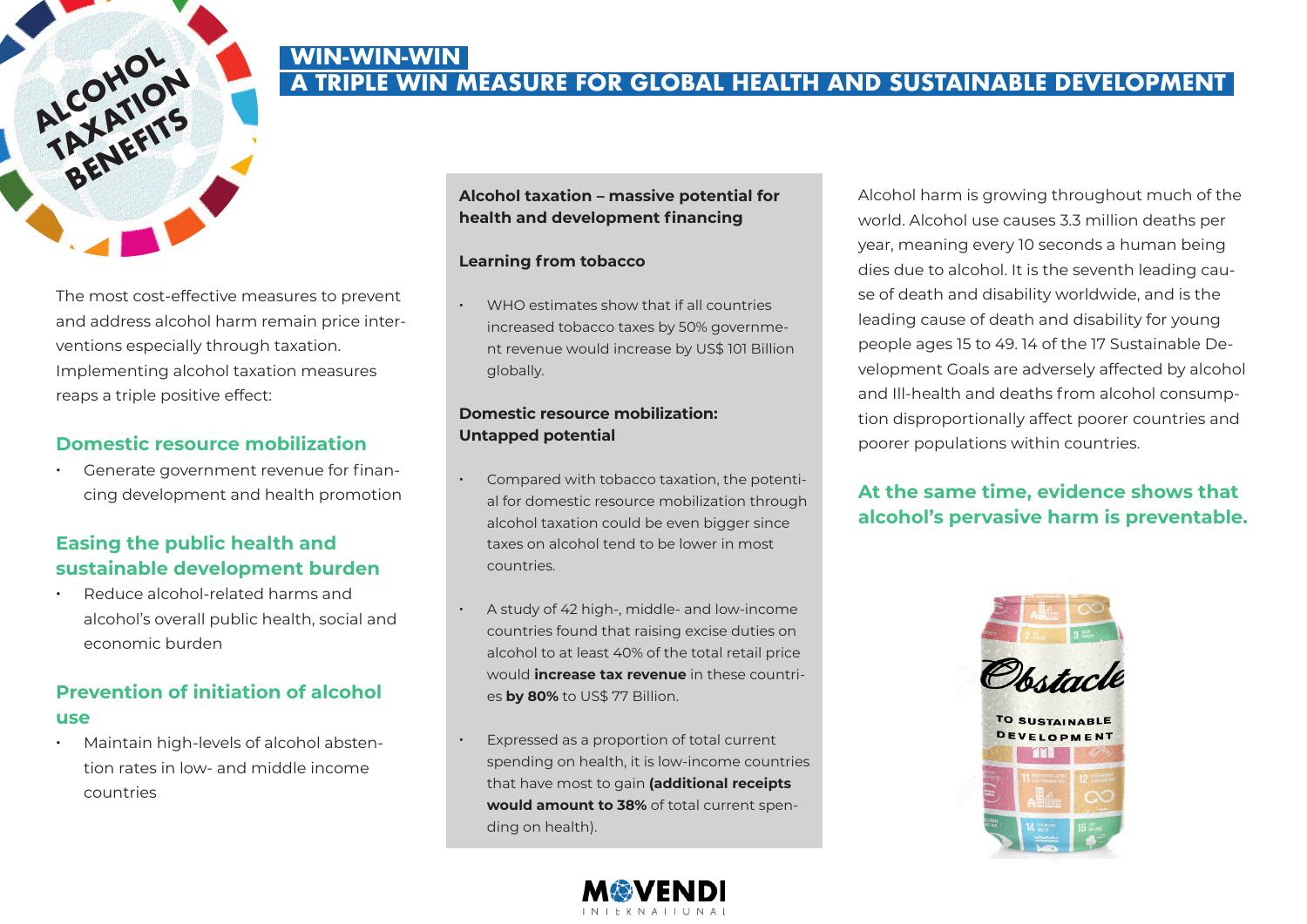# WIN-WIN-WIN

## A TRIPLE WIN MEASURE FOR GLOBAL HEALTH AND SUSTAINABLE DEVELOPMENT

ALCOHOL TAXATION BENEFITS

The most cost-effective measures to prevent and address alcohol harm remain price interventions especially through taxation. Implementing alcohol taxation measures reaps a triple positive effect:

### Domestic resource mobilization

- Generate government revenue for financing development and health promotion

### Easing the public health and sustainable development burden

- Reduce alcohol-related harms and alcohol's overall public health, social and economic burden

### Prevention of initiation of alcohol use

- Maintain high-levels of alcohol abstention rates in low- and middle income countries

**Alcohol taxation – massive potential for health and development financing**

**Learning from tobacco**

- WHO estimates show that if all countries increased tobacco taxes by 50% government revenue would increase by US$ 101 Billion globally.

**Domestic resource mobilization: Untapped potential**

- Compared with tobacco taxation, the potential for domestic resource mobilization through alcohol taxation could be even bigger since taxes on alcohol tend to be lower in most countries.
- A study of 42 high-, middle- and low-income countries found that raising excise duties on alcohol to at least 40% of the total retail price would **increase tax revenue** in these countries **by 80%** to US$ 77 Billion.
- Expressed as a proportion of total current spending on health, it is low-income countries that have most to gain **(additional receipts would amount to 38%** of total current spending on health).

Alcohol harm is growing throughout much of the world. Alcohol use causes 3.3 million deaths per year, meaning every 10 seconds a human being dies due to alcohol. It is the seventh leading cause of death and disability worldwide, and is the leading cause of death and disability for young people ages 15 to 49. 14 of the 17 Sustainable Development Goals are adversely affected by alcohol and Ill-health and deaths from alcohol consumption disproportionally affect poorer countries and poorer populations within countries.

### At the same time, evidence shows that alcohol's pervasive harm is preventable.

Obstacle TO SUSTAINABLE DEVELOPMENT

MOVENDI INTERNATIONAL